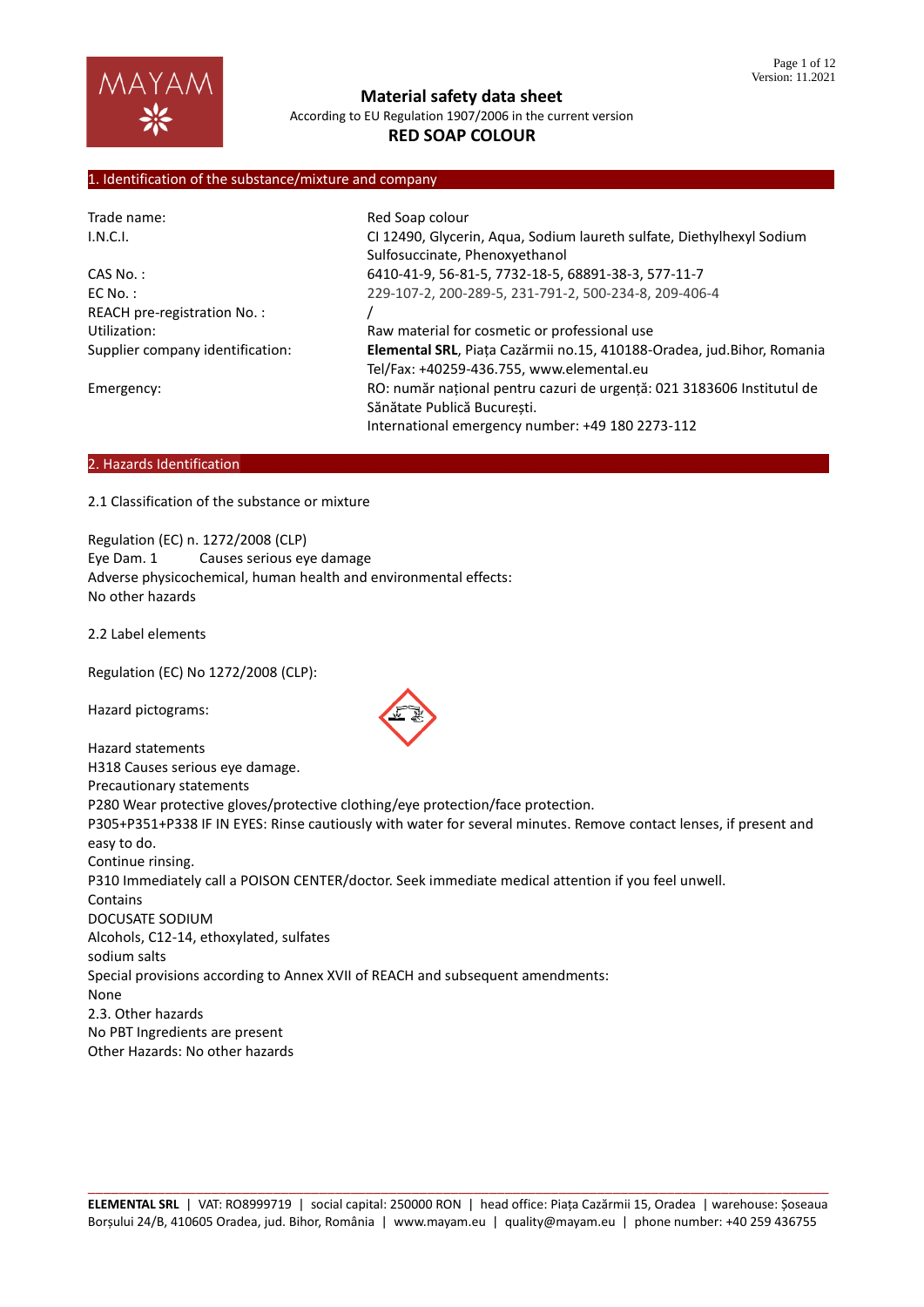# Material safety data sheet

According to EU Regulation 1907/2006 in the current version

**RED SOAP COLOUR**

## 1. Identification of the substance/mixture and company

| | |
|---|---|
| Trade name: | Red Soap colour |
| I.N.C.I. | CI 12490, Glycerin, Aqua, Sodium laureth sulfate, Diethylhexyl Sodium Sulfosuccinate, Phenoxyethanol |
| CAS No. : | 6410-41-9, 56-81-5, 7732-18-5, 68891-38-3, 577-11-7 |
| EC No. : | 229-107-2, 200-289-5, 231-791-2, 500-234-8, 209-406-4 |
| REACH pre-registration No. : | / |
| Utilization: | Raw material for cosmetic or professional use |
| Supplier company identification: | **Elemental SRL**, Piața Cazărmii no.15, 410188-Oradea, jud.Bihor, Romania<br>Tel/Fax: +40259-436.755, www.elemental.eu |
| Emergency: | RO: număr național pentru cazuri de urgență: 021 3183606 Institutul de Sănătate Publică București.<br>International emergency number: +49 180 2273-112 |

## 2. Hazards Identification

2.1 Classification of the substance or mixture

Regulation (EC) n. 1272/2008 (CLP)
Eye Dam. 1 Causes serious eye damage
Adverse physicochemical, human health and environmental effects:
No other hazards

2.2 Label elements

Regulation (EC) No 1272/2008 (CLP):

Hazard pictograms:

Hazard statements
H318 Causes serious eye damage.
Precautionary statements
P280 Wear protective gloves/protective clothing/eye protection/face protection.
P305+P351+P338 IF IN EYES: Rinse cautiously with water for several minutes. Remove contact lenses, if present and easy to do.
Continue rinsing.
P310 Immediately call a POISON CENTER/doctor. Seek immediate medical attention if you feel unwell.
Contains
DOCUSATE SODIUM
Alcohols, C12-14, ethoxylated, sulfates
sodium salts
Special provisions according to Annex XVII of REACH and subsequent amendments:
None
2.3. Other hazards
No PBT Ingredients are present
Other Hazards: No other hazards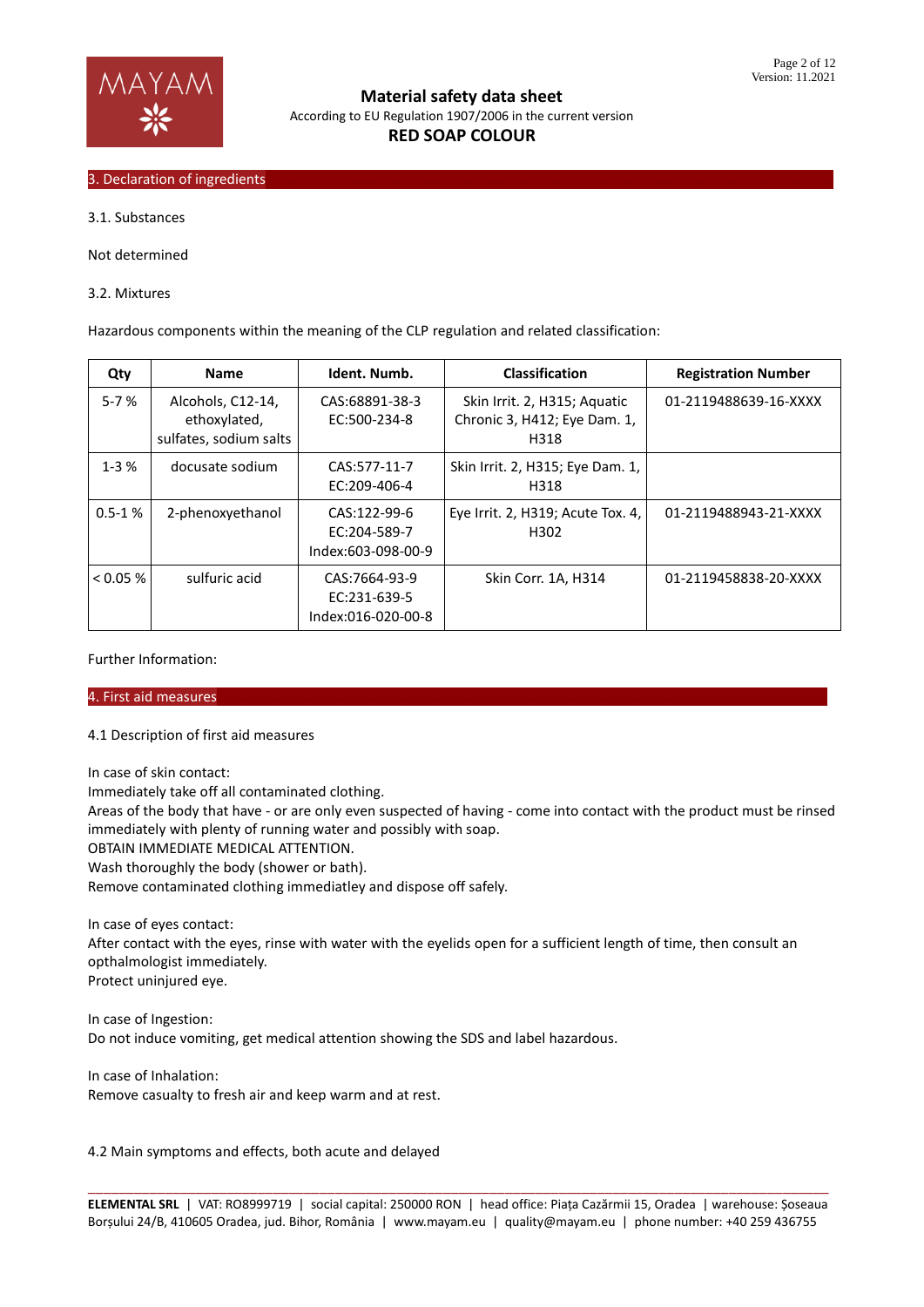## 3. Declaration of ingredients

3.1. Substances

Not determined

3.2. Mixtures

Hazardous components within the meaning of the CLP regulation and related classification:

| Qty | Name | Ident. Numb. | Classification | Registration Number |
|---|---|---|---|---|
| 5-7 % | Alcohols, C12-14, ethoxylated, sulfates, sodium salts | CAS:68891-38-3 EC:500-234-8 | Skin Irrit. 2, H315; Aquatic Chronic 3, H412; Eye Dam. 1, H318 | 01-2119488639-16-XXXX |
| 1-3 % | docusate sodium | CAS:577-11-7 EC:209-406-4 | Skin Irrit. 2, H315; Eye Dam. 1, H318 | |
| 0.5-1 % | 2-phenoxyethanol | CAS:122-99-6 EC:204-589-7 Index:603-098-00-9 | Eye Irrit. 2, H319; Acute Tox. 4, H302 | 01-2119488943-21-XXXX |
| < 0.05 % | sulfuric acid | CAS:7664-93-9 EC:231-639-5 Index:016-020-00-8 | Skin Corr. 1A, H314 | 01-2119458838-20-XXXX |

Further Information:

## 4. First aid measures

4.1 Description of first aid measures

In case of skin contact:
Immediately take off all contaminated clothing.
Areas of the body that have - or are only even suspected of having - come into contact with the product must be rinsed immediately with plenty of running water and possibly with soap.
OBTAIN IMMEDIATE MEDICAL ATTENTION.
Wash thoroughly the body (shower or bath).
Remove contaminated clothing immediatley and dispose off safely.

In case of eyes contact:
After contact with the eyes, rinse with water with the eyelids open for a sufficient length of time, then consult an opthalmologist immediately.
Protect uninjured eye.

In case of Ingestion:
Do not induce vomiting, get medical attention showing the SDS and label hazardous.

In case of Inhalation:
Remove casualty to fresh air and keep warm and at rest.

4.2 Main symptoms and effects, both acute and delayed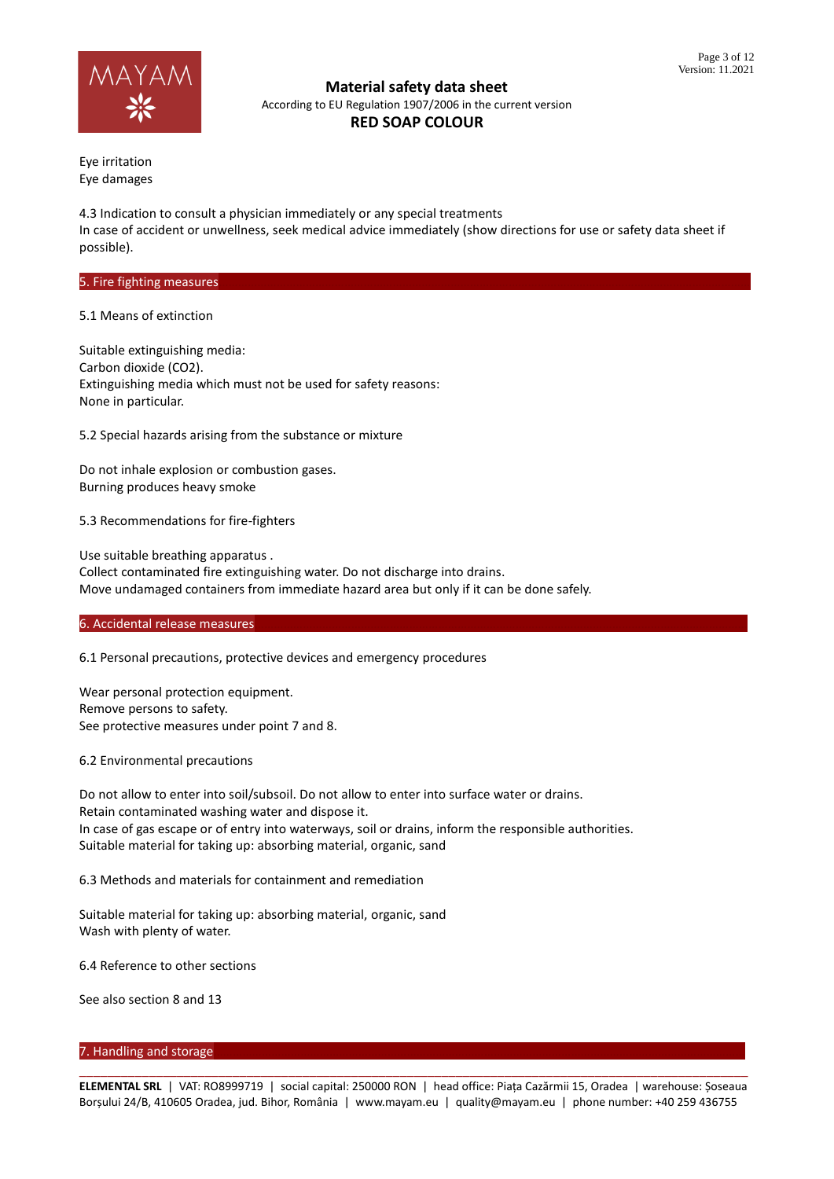Eye irritation
Eye damages

4.3 Indication to consult a physician immediately or any special treatments
In case of accident or unwellness, seek medical advice immediately (show directions for use or safety data sheet if possible).

## 5. Fire fighting measures

5.1 Means of extinction

Suitable extinguishing media:
Carbon dioxide ($CO_2$).
Extinguishing media which must not be used for safety reasons:
None in particular.

5.2 Special hazards arising from the substance or mixture

Do not inhale explosion or combustion gases.
Burning produces heavy smoke

5.3 Recommendations for fire-fighters

Use suitable breathing apparatus .
Collect contaminated fire extinguishing water. Do not discharge into drains.
Move undamaged containers from immediate hazard area but only if it can be done safely.

## 6. Accidental release measures

6.1 Personal precautions, protective devices and emergency procedures

Wear personal protection equipment.
Remove persons to safety.
See protective measures under point 7 and 8.

6.2 Environmental precautions

Do not allow to enter into soil/subsoil. Do not allow to enter into surface water or drains.
Retain contaminated washing water and dispose it.
In case of gas escape or of entry into waterways, soil or drains, inform the responsible authorities.
Suitable material for taking up: absorbing material, organic, sand

6.3 Methods and materials for containment and remediation

Suitable material for taking up: absorbing material, organic, sand
Wash with plenty of water.

6.4 Reference to other sections

See also section 8 and 13

## 7. Handling and storage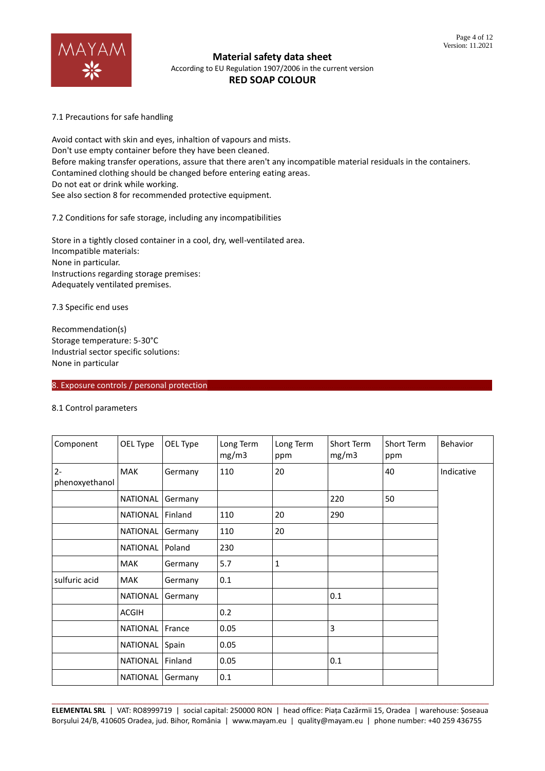7.1 Precautions for safe handling

Avoid contact with skin and eyes, inhaltion of vapours and mists.
Don't use empty container before they have been cleaned.
Before making transfer operations, assure that there aren't any incompatible material residuals in the containers.
Contamined clothing should be changed before entering eating areas.
Do not eat or drink while working.
See also section 8 for recommended protective equipment.

7.2 Conditions for safe storage, including any incompatibilities

Store in a tightly closed container in a cool, dry, well-ventilated area.
Incompatible materials:
None in particular.
Instructions regarding storage premises:
Adequately ventilated premises.

7.3 Specific end uses

Recommendation(s)
Storage temperature: 5-30°C
Industrial sector specific solutions:
None in particular

## 8. Exposure controls / personal protection

8.1 Control parameters

| Component | OEL Type | OEL Type | Long Term mg/m3 | Long Term ppm | Short Term mg/m3 | Short Term ppm | Behavior |
|---|---|---|---|---|---|---|---|
| 2-phenoxyethanol | MAK | Germany | 110 | 20 | | 40 | Indicative |
| | NATIONAL | Germany | | | 220 | 50 | |
| | NATIONAL | Finland | 110 | 20 | 290 | | |
| | NATIONAL | Germany | 110 | 20 | | | |
| | NATIONAL | Poland | 230 | | | | |
| | MAK | Germany | 5.7 | 1 | | | |
| sulfuric acid | MAK | Germany | 0.1 | | | | |
| | NATIONAL | Germany | | | 0.1 | | |
| | ACGIH | | 0.2 | | | | |
| | NATIONAL | France | 0.05 | | 3 | | |
| | NATIONAL | Spain | 0.05 | | | | |
| | NATIONAL | Finland | 0.05 | | 0.1 | | |
| | NATIONAL | Germany | 0.1 | | | | |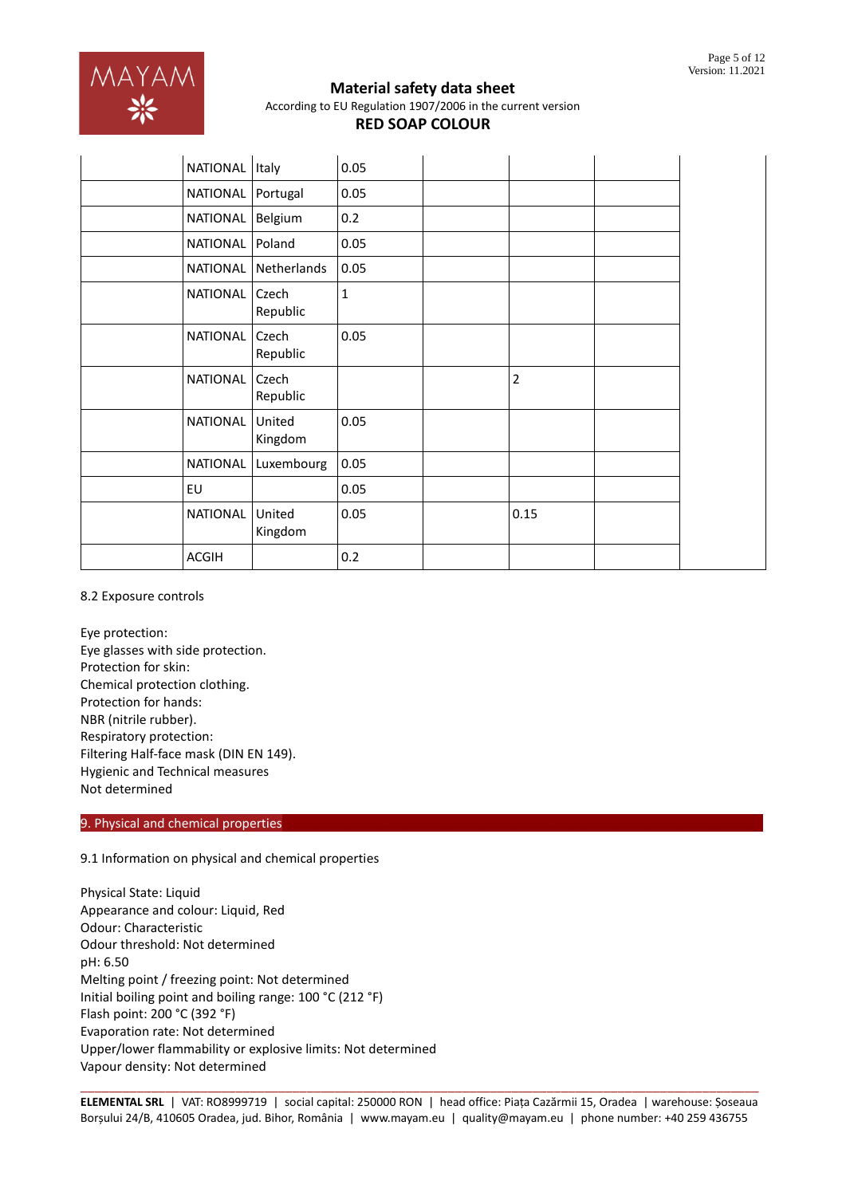| | | | | | | | |
|---|---|---|---|---|---|---|---|
| | NATIONAL | Italy | 0.05 | | | | |
| | NATIONAL | Portugal | 0.05 | | | | |
| | NATIONAL | Belgium | 0.2 | | | | |
| | NATIONAL | Poland | 0.05 | | | | |
| | NATIONAL | Netherlands | 0.05 | | | | |
| | NATIONAL | Czech Republic | 1 | | | | |
| | NATIONAL | Czech Republic | 0.05 | | | | |
| | NATIONAL | Czech Republic | | | 2 | | |
| | NATIONAL | United Kingdom | 0.05 | | | | |
| | NATIONAL | Luxembourg | 0.05 | | | | |
| | EU | | 0.05 | | | | |
| | NATIONAL | United Kingdom | 0.05 | | 0.15 | | |
| | ACGIH | | 0.2 | | | | |

8.2 Exposure controls

Eye protection:
Eye glasses with side protection.
Protection for skin:
Chemical protection clothing.
Protection for hands:
NBR (nitrile rubber).
Respiratory protection:
Filtering Half-face mask (DIN EN 149).
Hygienic and Technical measures
Not determined

## 9. Physical and chemical properties

9.1 Information on physical and chemical properties

Physical State: Liquid
Appearance and colour: Liquid, Red
Odour: Characteristic
Odour threshold: Not determined
pH: 6.50
Melting point / freezing point: Not determined
Initial boiling point and boiling range: 100 °C (212 °F)
Flash point: 200 °C (392 °F)
Evaporation rate: Not determined
Upper/lower flammability or explosive limits: Not determined
Vapour density: Not determined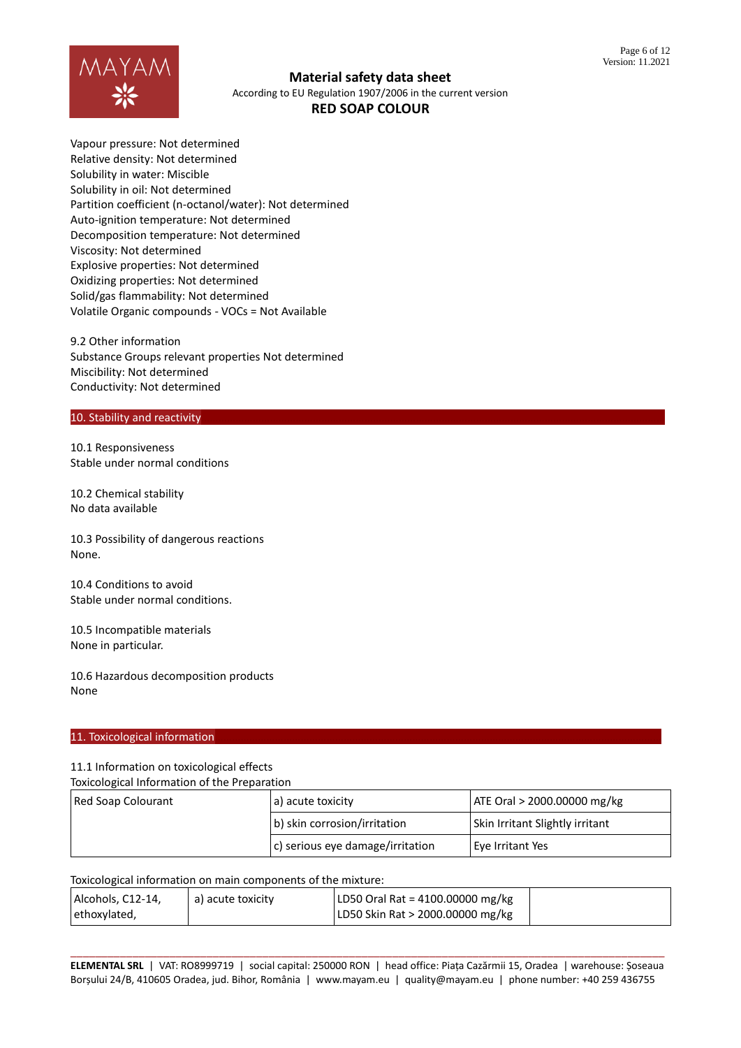Vapour pressure: Not determined
Relative density: Not determined
Solubility in water: Miscible
Solubility in oil: Not determined
Partition coefficient (n-octanol/water): Not determined
Auto-ignition temperature: Not determined
Decomposition temperature: Not determined
Viscosity: Not determined
Explosive properties: Not determined
Oxidizing properties: Not determined
Solid/gas flammability: Not determined
Volatile Organic compounds - VOCs = Not Available

9.2 Other information
Substance Groups relevant properties Not determined
Miscibility: Not determined
Conductivity: Not determined

## 10. Stability and reactivity

10.1 Responsiveness
Stable under normal conditions

10.2 Chemical stability
No data available

10.3 Possibility of dangerous reactions
None.

10.4 Conditions to avoid
Stable under normal conditions.

10.5 Incompatible materials
None in particular.

10.6 Hazardous decomposition products
None

## 11. Toxicological information

11.1 Information on toxicological effects
Toxicological Information of the Preparation

| Red Soap Colourant | a) acute toxicity | ATE Oral > 2000.00000 mg/kg |
|---|---|---|
| | b) skin corrosion/irritation | Skin Irritant Slightly irritant |
| | c) serious eye damage/irritation | Eye Irritant Yes |

Toxicological information on main components of the mixture:

| Alcohols, C12-14, ethoxylated, | a) acute toxicity | LD50 Oral Rat = 4100.00000 mg/kg<br>LD50 Skin Rat > 2000.00000 mg/kg | |
|---|---|---|---|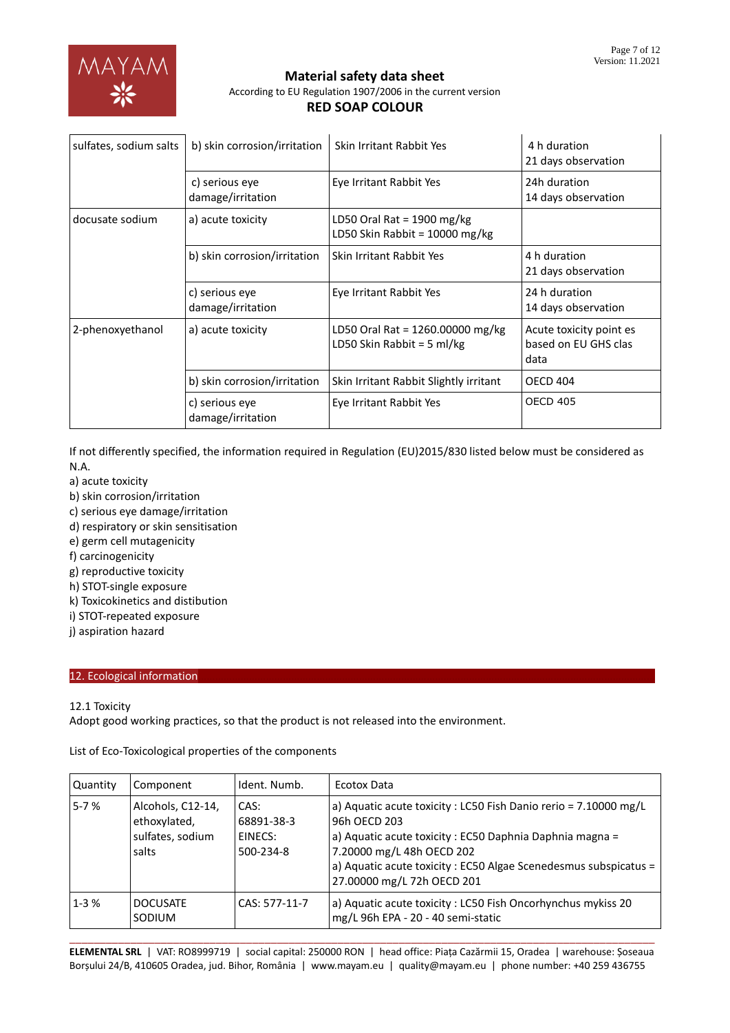| | | | |
|---|---|---|---|
| sulfates, sodium salts | b) skin corrosion/irritation | Skin Irritant Rabbit Yes | 4 h duration<br>21 days observation |
| | c) serious eye damage/irritation | Eye Irritant Rabbit Yes | 24h duration<br>14 days observation |
| docusate sodium | a) acute toxicity | LD50 Oral Rat = 1900 mg/kg<br>LD50 Skin Rabbit = 10000 mg/kg | |
| | b) skin corrosion/irritation | Skin Irritant Rabbit Yes | 4 h duration<br>21 days observation |
| | c) serious eye damage/irritation | Eye Irritant Rabbit Yes | 24 h duration<br>14 days observation |
| 2-phenoxyethanol | a) acute toxicity | LD50 Oral Rat = 1260.00000 mg/kg<br>LD50 Skin Rabbit = 5 ml/kg | Acute toxicity point es based on EU GHS clas data |
| | b) skin corrosion/irritation | Skin Irritant Rabbit Slightly irritant | OECD 404 |
| | c) serious eye damage/irritation | Eye Irritant Rabbit Yes | OECD 405 |

If not differently specified, the information required in Regulation (EU)2015/830 listed below must be considered as N.A.

a) acute toxicity
b) skin corrosion/irritation
c) serious eye damage/irritation
d) respiratory or skin sensitisation
e) germ cell mutagenicity
f) carcinogenicity
g) reproductive toxicity
h) STOT-single exposure
k) Toxicokinetics and distibution
i) STOT-repeated exposure
j) aspiration hazard

## 12. Ecological information

12.1 Toxicity

Adopt good working practices, so that the product is not released into the environment.

List of Eco-Toxicological properties of the components

| Quantity | Component | Ident. Numb. | Ecotox Data |
|---|---|---|---|
| 5-7 % | Alcohols, C12-14, ethoxylated, sulfates, sodium salts | CAS: 68891-38-3<br>EINECS: 500-234-8 | a) Aquatic acute toxicity : LC50 Fish Danio rerio = 7.10000 mg/L 96h OECD 203<br>a) Aquatic acute toxicity : EC50 Daphnia Daphnia magna = 7.20000 mg/L 48h OECD 202<br>a) Aquatic acute toxicity : EC50 Algae Scenedesmus subspicatus = 27.00000 mg/L 72h OECD 201 |
| 1-3 % | DOCUSATE SODIUM | CAS: 577-11-7 | a) Aquatic acute toxicity : LC50 Fish Oncorhynchus mykiss 20 mg/L 96h EPA - 20 - 40 semi-static |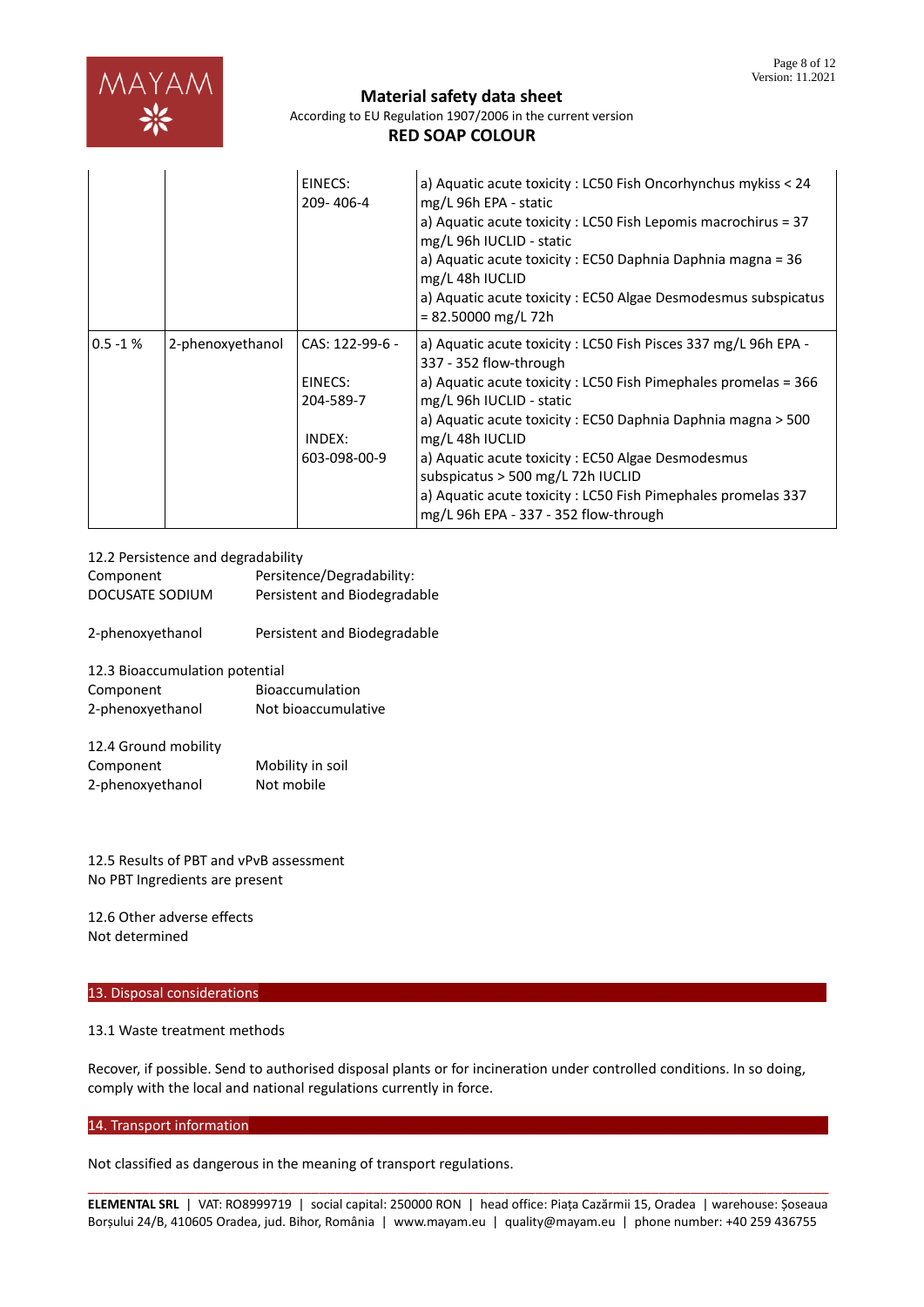|  |  | EINECS: 209- 406-4 | a) Aquatic acute toxicity : LC50 Fish Oncorhynchus mykiss < 24 mg/L 96h EPA - static<br>a) Aquatic acute toxicity : LC50 Fish Lepomis macrochirus = 37 mg/L 96h IUCLID - static<br>a) Aquatic acute toxicity : EC50 Daphnia Daphnia magna = 36 mg/L 48h IUCLID<br>a) Aquatic acute toxicity : EC50 Algae Desmodesmus subspicatus = 82.50000 mg/L 72h |
|---|---|---|---|
| 0.5 -1 % | 2-phenoxyethanol | CAS: 122-99-6 -<br><br>EINECS: 204-589-7<br><br>INDEX: 603-098-00-9 | a) Aquatic acute toxicity : LC50 Fish Pisces 337 mg/L 96h EPA - 337 - 352 flow-through<br>a) Aquatic acute toxicity : LC50 Fish Pimephales promelas = 366 mg/L 96h IUCLID - static<br>a) Aquatic acute toxicity : EC50 Daphnia Daphnia magna > 500 mg/L 48h IUCLID<br>a) Aquatic acute toxicity : EC50 Algae Desmodesmus subspicatus > 500 mg/L 72h IUCLID<br>a) Aquatic acute toxicity : LC50 Fish Pimephales promelas 337 mg/L 96h EPA - 337 - 352 flow-through |

12.2 Persistence and degradability

| Component | Persitence/Degradability: |
|---|---|
| DOCUSATE SODIUM | Persistent and Biodegradable |
| 2-phenoxyethanol | Persistent and Biodegradable |

12.3 Bioaccumulation potential

| Component | Bioaccumulation |
|---|---|
| 2-phenoxyethanol | Not bioaccumulative |

12.4 Ground mobility

| Component | Mobility in soil |
|---|---|
| 2-phenoxyethanol | Not mobile |

12.5 Results of PBT and vPvB assessment

No PBT Ingredients are present

12.6 Other adverse effects

Not determined

## 13. Disposal considerations

13.1 Waste treatment methods

Recover, if possible. Send to authorised disposal plants or for incineration under controlled conditions. In so doing, comply with the local and national regulations currently in force.

## 14. Transport information

Not classified as dangerous in the meaning of transport regulations.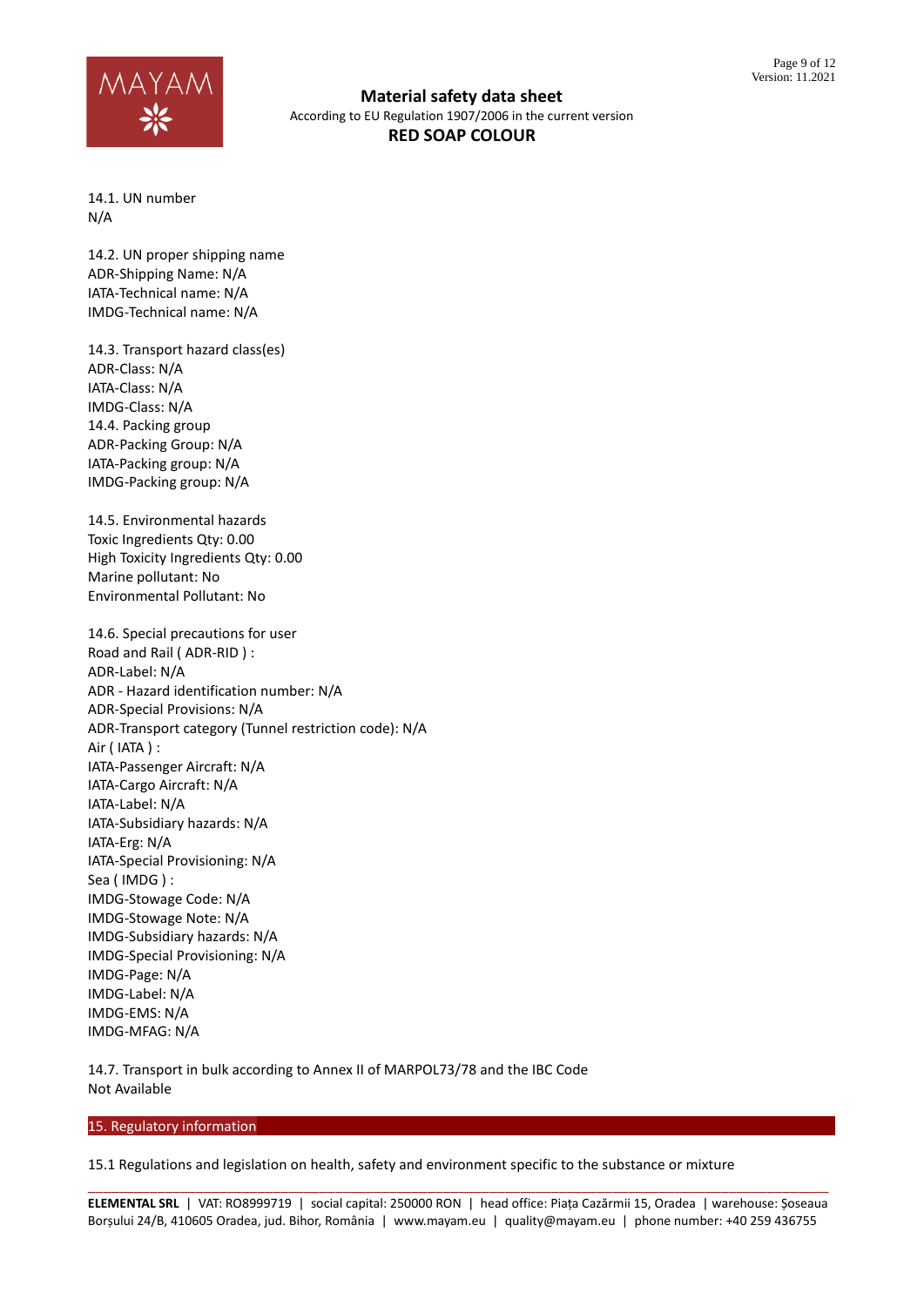14.1. UN number
N/A

14.2. UN proper shipping name
ADR-Shipping Name: N/A
IATA-Technical name: N/A
IMDG-Technical name: N/A

14.3. Transport hazard class(es)
ADR-Class: N/A
IATA-Class: N/A
IMDG-Class: N/A
14.4. Packing group
ADR-Packing Group: N/A
IATA-Packing group: N/A
IMDG-Packing group: N/A

14.5. Environmental hazards
Toxic Ingredients Qty: 0.00
High Toxicity Ingredients Qty: 0.00
Marine pollutant: No
Environmental Pollutant: No

14.6. Special precautions for user
Road and Rail ( ADR-RID ) :
ADR-Label: N/A
ADR - Hazard identification number: N/A
ADR-Special Provisions: N/A
ADR-Transport category (Tunnel restriction code): N/A
Air ( IATA ) :
IATA-Passenger Aircraft: N/A
IATA-Cargo Aircraft: N/A
IATA-Label: N/A
IATA-Subsidiary hazards: N/A
IATA-Erg: N/A
IATA-Special Provisioning: N/A
Sea ( IMDG ) :
IMDG-Stowage Code: N/A
IMDG-Stowage Note: N/A
IMDG-Subsidiary hazards: N/A
IMDG-Special Provisioning: N/A
IMDG-Page: N/A
IMDG-Label: N/A
IMDG-EMS: N/A
IMDG-MFAG: N/A

14.7. Transport in bulk according to Annex II of MARPOL73/78 and the IBC Code
Not Available

## 15. Regulatory information

15.1 Regulations and legislation on health, safety and environment specific to the substance or mixture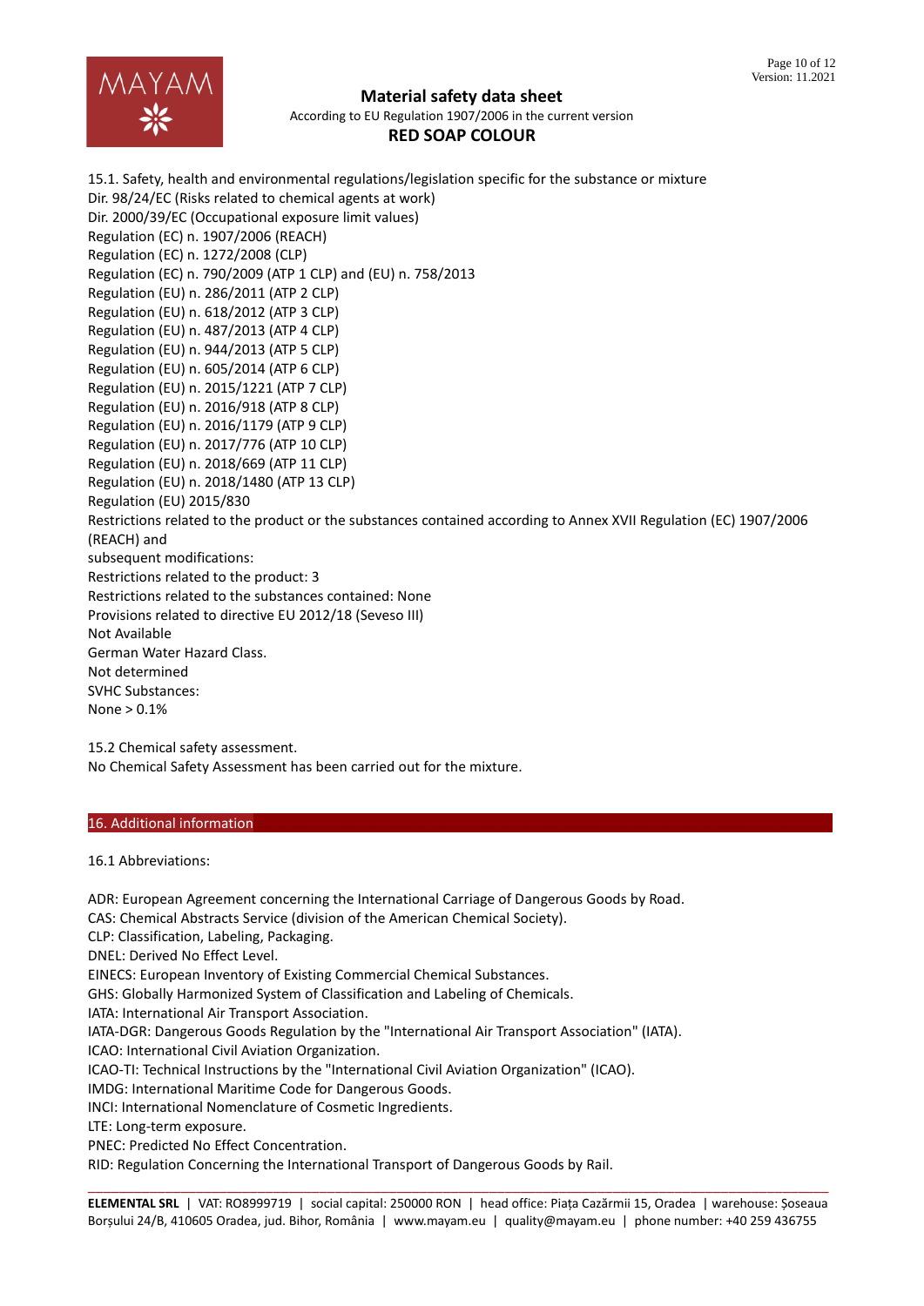15.1. Safety, health and environmental regulations/legislation specific for the substance or mixture
Dir. 98/24/EC (Risks related to chemical agents at work)
Dir. 2000/39/EC (Occupational exposure limit values)
Regulation (EC) n. 1907/2006 (REACH)
Regulation (EC) n. 1272/2008 (CLP)
Regulation (EC) n. 790/2009 (ATP 1 CLP) and (EU) n. 758/2013
Regulation (EU) n. 286/2011 (ATP 2 CLP)
Regulation (EU) n. 618/2012 (ATP 3 CLP)
Regulation (EU) n. 487/2013 (ATP 4 CLP)
Regulation (EU) n. 944/2013 (ATP 5 CLP)
Regulation (EU) n. 605/2014 (ATP 6 CLP)
Regulation (EU) n. 2015/1221 (ATP 7 CLP)
Regulation (EU) n. 2016/918 (ATP 8 CLP)
Regulation (EU) n. 2016/1179 (ATP 9 CLP)
Regulation (EU) n. 2017/776 (ATP 10 CLP)
Regulation (EU) n. 2018/669 (ATP 11 CLP)
Regulation (EU) n. 2018/1480 (ATP 13 CLP)
Regulation (EU) 2015/830
Restrictions related to the product or the substances contained according to Annex XVII Regulation (EC) 1907/2006 (REACH) and
subsequent modifications:
Restrictions related to the product: 3
Restrictions related to the substances contained: None
Provisions related to directive EU 2012/18 (Seveso III)
Not Available
German Water Hazard Class.
Not determined
SVHC Substances:
None > 0.1%

15.2 Chemical safety assessment.
No Chemical Safety Assessment has been carried out for the mixture.

## 16. Additional information

16.1 Abbreviations:

ADR: European Agreement concerning the International Carriage of Dangerous Goods by Road.
CAS: Chemical Abstracts Service (division of the American Chemical Society).
CLP: Classification, Labeling, Packaging.
DNEL: Derived No Effect Level.
EINECS: European Inventory of Existing Commercial Chemical Substances.
GHS: Globally Harmonized System of Classification and Labeling of Chemicals.
IATA: International Air Transport Association.
IATA-DGR: Dangerous Goods Regulation by the "International Air Transport Association" (IATA).
ICAO: International Civil Aviation Organization.
ICAO-TI: Technical Instructions by the "International Civil Aviation Organization" (ICAO).
IMDG: International Maritime Code for Dangerous Goods.
INCI: International Nomenclature of Cosmetic Ingredients.
LTE: Long-term exposure.
PNEC: Predicted No Effect Concentration.
RID: Regulation Concerning the International Transport of Dangerous Goods by Rail.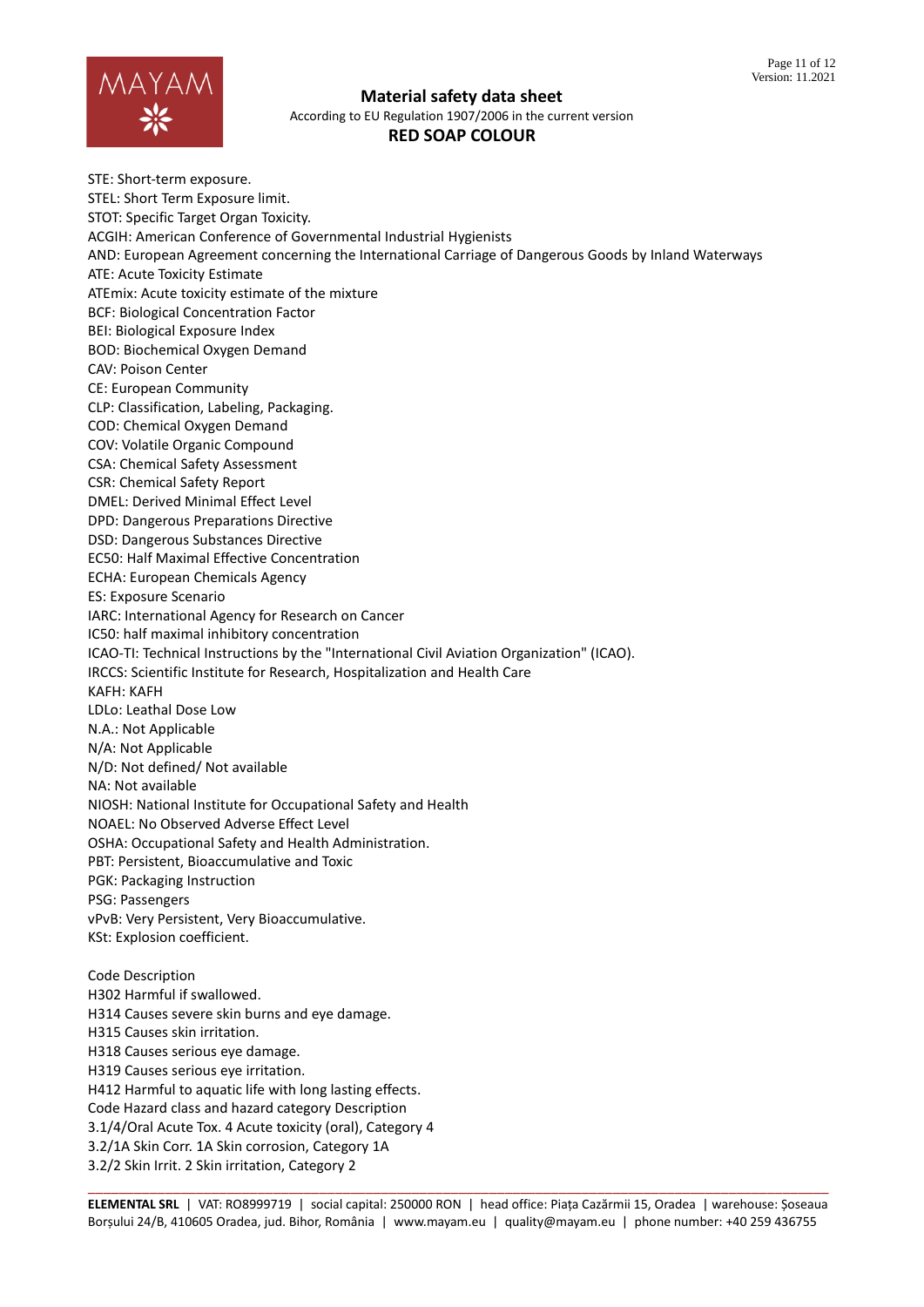STE: Short-term exposure.
STEL: Short Term Exposure limit.
STOT: Specific Target Organ Toxicity.
ACGIH: American Conference of Governmental Industrial Hygienists
AND: European Agreement concerning the International Carriage of Dangerous Goods by Inland Waterways
ATE: Acute Toxicity Estimate
ATEmix: Acute toxicity estimate of the mixture
BCF: Biological Concentration Factor
BEI: Biological Exposure Index
BOD: Biochemical Oxygen Demand
CAV: Poison Center
CE: European Community
CLP: Classification, Labeling, Packaging.
COD: Chemical Oxygen Demand
COV: Volatile Organic Compound
CSA: Chemical Safety Assessment
CSR: Chemical Safety Report
DMEL: Derived Minimal Effect Level
DPD: Dangerous Preparations Directive
DSD: Dangerous Substances Directive
EC50: Half Maximal Effective Concentration
ECHA: European Chemicals Agency
ES: Exposure Scenario
IARC: International Agency for Research on Cancer
IC50: half maximal inhibitory concentration
ICAO-TI: Technical Instructions by the "International Civil Aviation Organization" (ICAO).
IRCCS: Scientific Institute for Research, Hospitalization and Health Care
KAFH: KAFH
LDLo: Leathal Dose Low
N.A.: Not Applicable
N/A: Not Applicable
N/D: Not defined/ Not available
NA: Not available
NIOSH: National Institute for Occupational Safety and Health
NOAEL: No Observed Adverse Effect Level
OSHA: Occupational Safety and Health Administration.
PBT: Persistent, Bioaccumulative and Toxic
PGK: Packaging Instruction
PSG: Passengers
vPvB: Very Persistent, Very Bioaccumulative.
KSt: Explosion coefficient.

Code Description
H302 Harmful if swallowed.
H314 Causes severe skin burns and eye damage.
H315 Causes skin irritation.
H318 Causes serious eye damage.
H319 Causes serious eye irritation.
H412 Harmful to aquatic life with long lasting effects.
Code Hazard class and hazard category Description
3.1/4/Oral Acute Tox. 4 Acute toxicity (oral), Category 4
3.2/1A Skin Corr. 1A Skin corrosion, Category 1A
3.2/2 Skin Irrit. 2 Skin irritation, Category 2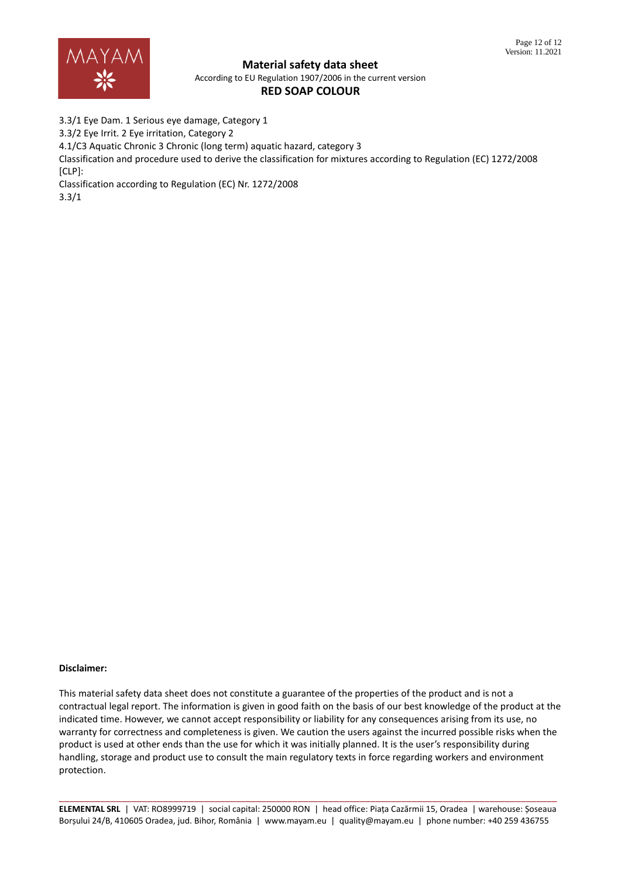3.3/1 Eye Dam. 1 Serious eye damage, Category 1

3.3/2 Eye Irrit. 2 Eye irritation, Category 2

4.1/C3 Aquatic Chronic 3 Chronic (long term) aquatic hazard, category 3

Classification and procedure used to derive the classification for mixtures according to Regulation (EC) 1272/2008 [CLP]:

Classification according to Regulation (EC) Nr. 1272/2008

3.3/1

**Disclaimer:**

This material safety data sheet does not constitute a guarantee of the properties of the product and is not a contractual legal report. The information is given in good faith on the basis of our best knowledge of the product at the indicated time. However, we cannot accept responsibility or liability for any consequences arising from its use, no warranty for correctness and completeness is given. We caution the users against the incurred possible risks when the product is used at other ends than the use for which it was initially planned. It is the user's responsibility during handling, storage and product use to consult the main regulatory texts in force regarding workers and environment protection.